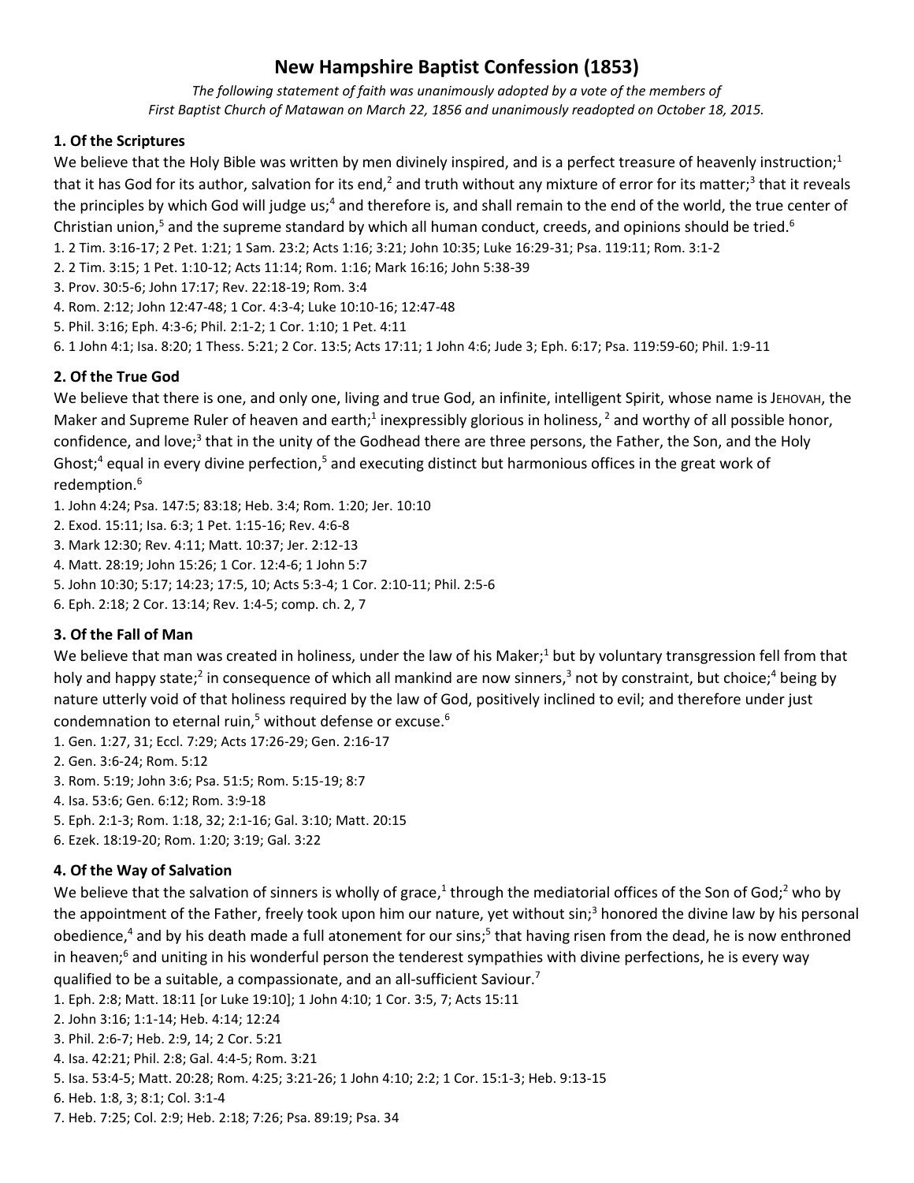# New Hampshire Baptist Confession (1853)

*The following statement of faith was unanimously adopted by a vote of the members of First Baptist Church of Matawan on March 22, 1856 and unanimously readopted on October 18, 2015.*

## 1. Of the Scriptures

We believe that the Holy Bible was written by men divinely inspired, and is a perfect treasure of heavenly instruction;[1] that it has God for its author, salvation for its end,[2] and truth without any mixture of error for its matter;[3] that it reveals the principles by which God will judge us;[4] and therefore is, and shall remain to the end of the world, the true center of Christian union,[5] and the supreme standard by which all human conduct, creeds, and opinions should be tried.[6]

1. 2 Tim. 3:16-17; 2 Pet. 1:21; 1 Sam. 23:2; Acts 1:16; 3:21; John 10:35; Luke 16:29-31; Psa. 119:11; Rom. 3:1-2
2. 2 Tim. 3:15; 1 Pet. 1:10-12; Acts 11:14; Rom. 1:16; Mark 16:16; John 5:38-39
3. Prov. 30:5-6; John 17:17; Rev. 22:18-19; Rom. 3:4
4. Rom. 2:12; John 12:47-48; 1 Cor. 4:3-4; Luke 10:10-16; 12:47-48
5. Phil. 3:16; Eph. 4:3-6; Phil. 2:1-2; 1 Cor. 1:10; 1 Pet. 4:11
6. 1 John 4:1; Isa. 8:20; 1 Thess. 5:21; 2 Cor. 13:5; Acts 17:11; 1 John 4:6; Jude 3; Eph. 6:17; Psa. 119:59-60; Phil. 1:9-11

## 2. Of the True God

We believe that there is one, and only one, living and true God, an infinite, intelligent Spirit, whose name is JEHOVAH, the Maker and Supreme Ruler of heaven and earth;[1] inexpressibly glorious in holiness,[2] and worthy of all possible honor, confidence, and love;[3] that in the unity of the Godhead there are three persons, the Father, the Son, and the Holy Ghost;[4] equal in every divine perfection,[5] and executing distinct but harmonious offices in the great work of redemption.[6]

1. John 4:24; Psa. 147:5; 83:18; Heb. 3:4; Rom. 1:20; Jer. 10:10
2. Exod. 15:11; Isa. 6:3; 1 Pet. 1:15-16; Rev. 4:6-8
3. Mark 12:30; Rev. 4:11; Matt. 10:37; Jer. 2:12-13
4. Matt. 28:19; John 15:26; 1 Cor. 12:4-6; 1 John 5:7
5. John 10:30; 5:17; 14:23; 17:5, 10; Acts 5:3-4; 1 Cor. 2:10-11; Phil. 2:5-6
6. Eph. 2:18; 2 Cor. 13:14; Rev. 1:4-5; comp. ch. 2, 7

## 3. Of the Fall of Man

We believe that man was created in holiness, under the law of his Maker;[1] but by voluntary transgression fell from that holy and happy state;[2] in consequence of which all mankind are now sinners,[3] not by constraint, but choice;[4] being by nature utterly void of that holiness required by the law of God, positively inclined to evil; and therefore under just condemnation to eternal ruin,[5] without defense or excuse.[6]

1. Gen. 1:27, 31; Eccl. 7:29; Acts 17:26-29; Gen. 2:16-17
2. Gen. 3:6-24; Rom. 5:12
3. Rom. 5:19; John 3:6; Psa. 51:5; Rom. 5:15-19; 8:7
4. Isa. 53:6; Gen. 6:12; Rom. 3:9-18
5. Eph. 2:1-3; Rom. 1:18, 32; 2:1-16; Gal. 3:10; Matt. 20:15
6. Ezek. 18:19-20; Rom. 1:20; 3:19; Gal. 3:22

## 4. Of the Way of Salvation

We believe that the salvation of sinners is wholly of grace,[1] through the mediatorial offices of the Son of God;[2] who by the appointment of the Father, freely took upon him our nature, yet without sin;[3] honored the divine law by his personal obedience,[4] and by his death made a full atonement for our sins;[5] that having risen from the dead, he is now enthroned in heaven;[6] and uniting in his wonderful person the tenderest sympathies with divine perfections, he is every way qualified to be a suitable, a compassionate, and an all-sufficient Saviour.[7]

1. Eph. 2:8; Matt. 18:11 [or Luke 19:10]; 1 John 4:10; 1 Cor. 3:5, 7; Acts 15:11
2. John 3:16; 1:1-14; Heb. 4:14; 12:24
3. Phil. 2:6-7; Heb. 2:9, 14; 2 Cor. 5:21
4. Isa. 42:21; Phil. 2:8; Gal. 4:4-5; Rom. 3:21
5. Isa. 53:4-5; Matt. 20:28; Rom. 4:25; 3:21-26; 1 John 4:10; 2:2; 1 Cor. 15:1-3; Heb. 9:13-15
6. Heb. 1:8, 3; 8:1; Col. 3:1-4
7. Heb. 7:25; Col. 2:9; Heb. 2:18; 7:26; Psa. 89:19; Psa. 34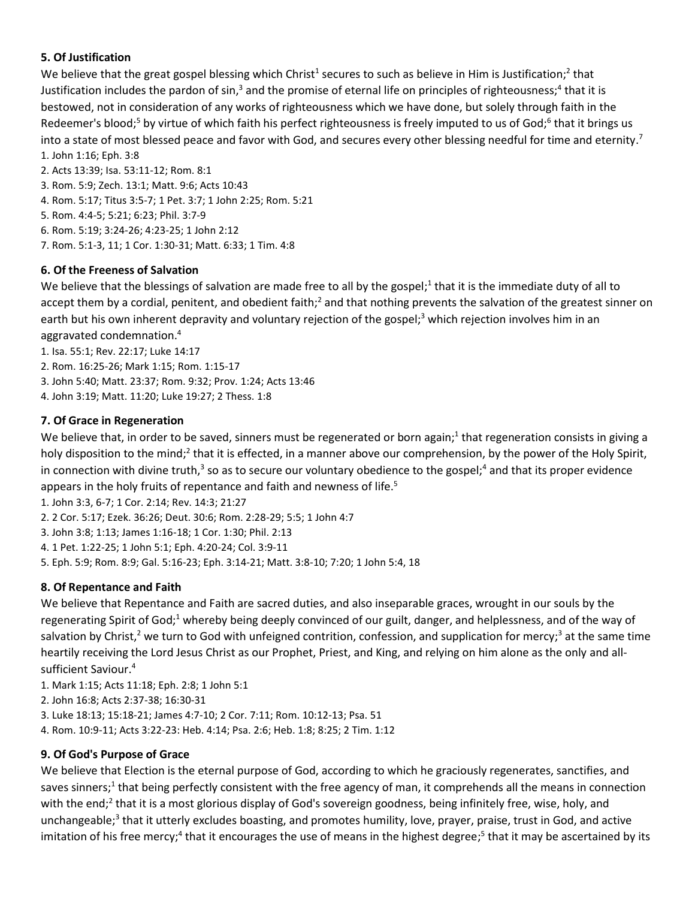**5. Of Justification**

We believe that the great gospel blessing which Christ[1] secures to such as believe in Him is Justification;[2] that Justification includes the pardon of sin,[3] and the promise of eternal life on principles of righteousness;[4] that it is bestowed, not in consideration of any works of righteousness which we have done, but solely through faith in the Redeemer's blood;[5] by virtue of which faith his perfect righteousness is freely imputed to us of God;[6] that it brings us into a state of most blessed peace and favor with God, and secures every other blessing needful for time and eternity.[7]

1. John 1:16; Eph. 3:8
2. Acts 13:39; Isa. 53:11-12; Rom. 8:1
3. Rom. 5:9; Zech. 13:1; Matt. 9:6; Acts 10:43
4. Rom. 5:17; Titus 3:5-7; 1 Pet. 3:7; 1 John 2:25; Rom. 5:21
5. Rom. 4:4-5; 5:21; 6:23; Phil. 3:7-9
6. Rom. 5:19; 3:24-26; 4:23-25; 1 John 2:12
7. Rom. 5:1-3, 11; 1 Cor. 1:30-31; Matt. 6:33; 1 Tim. 4:8

**6. Of the Freeness of Salvation**

We believe that the blessings of salvation are made free to all by the gospel;[1] that it is the immediate duty of all to accept them by a cordial, penitent, and obedient faith;[2] and that nothing prevents the salvation of the greatest sinner on earth but his own inherent depravity and voluntary rejection of the gospel;[3] which rejection involves him in an aggravated condemnation.[4]

1. Isa. 55:1; Rev. 22:17; Luke 14:17
2. Rom. 16:25-26; Mark 1:15; Rom. 1:15-17
3. John 5:40; Matt. 23:37; Rom. 9:32; Prov. 1:24; Acts 13:46
4. John 3:19; Matt. 11:20; Luke 19:27; 2 Thess. 1:8

**7. Of Grace in Regeneration**

We believe that, in order to be saved, sinners must be regenerated or born again;[1] that regeneration consists in giving a holy disposition to the mind;[2] that it is effected, in a manner above our comprehension, by the power of the Holy Spirit, in connection with divine truth,[3] so as to secure our voluntary obedience to the gospel;[4] and that its proper evidence appears in the holy fruits of repentance and faith and newness of life.[5]

1. John 3:3, 6-7; 1 Cor. 2:14; Rev. 14:3; 21:27
2. 2 Cor. 5:17; Ezek. 36:26; Deut. 30:6; Rom. 2:28-29; 5:5; 1 John 4:7
3. John 3:8; 1:13; James 1:16-18; 1 Cor. 1:30; Phil. 2:13
4. 1 Pet. 1:22-25; 1 John 5:1; Eph. 4:20-24; Col. 3:9-11
5. Eph. 5:9; Rom. 8:9; Gal. 5:16-23; Eph. 3:14-21; Matt. 3:8-10; 7:20; 1 John 5:4, 18

**8. Of Repentance and Faith**

We believe that Repentance and Faith are sacred duties, and also inseparable graces, wrought in our souls by the regenerating Spirit of God;[1] whereby being deeply convinced of our guilt, danger, and helplessness, and of the way of salvation by Christ,[2] we turn to God with unfeigned contrition, confession, and supplication for mercy;[3] at the same time heartily receiving the Lord Jesus Christ as our Prophet, Priest, and King, and relying on him alone as the only and all-sufficient Saviour.[4]

1. Mark 1:15; Acts 11:18; Eph. 2:8; 1 John 5:1
2. John 16:8; Acts 2:37-38; 16:30-31
3. Luke 18:13; 15:18-21; James 4:7-10; 2 Cor. 7:11; Rom. 10:12-13; Psa. 51
4. Rom. 10:9-11; Acts 3:22-23: Heb. 4:14; Psa. 2:6; Heb. 1:8; 8:25; 2 Tim. 1:12

**9. Of God's Purpose of Grace**

We believe that Election is the eternal purpose of God, according to which he graciously regenerates, sanctifies, and saves sinners;[1] that being perfectly consistent with the free agency of man, it comprehends all the means in connection with the end;[2] that it is a most glorious display of God's sovereign goodness, being infinitely free, wise, holy, and unchangeable;[3] that it utterly excludes boasting, and promotes humility, love, prayer, praise, trust in God, and active imitation of his free mercy;[4] that it encourages the use of means in the highest degree;[5] that it may be ascertained by its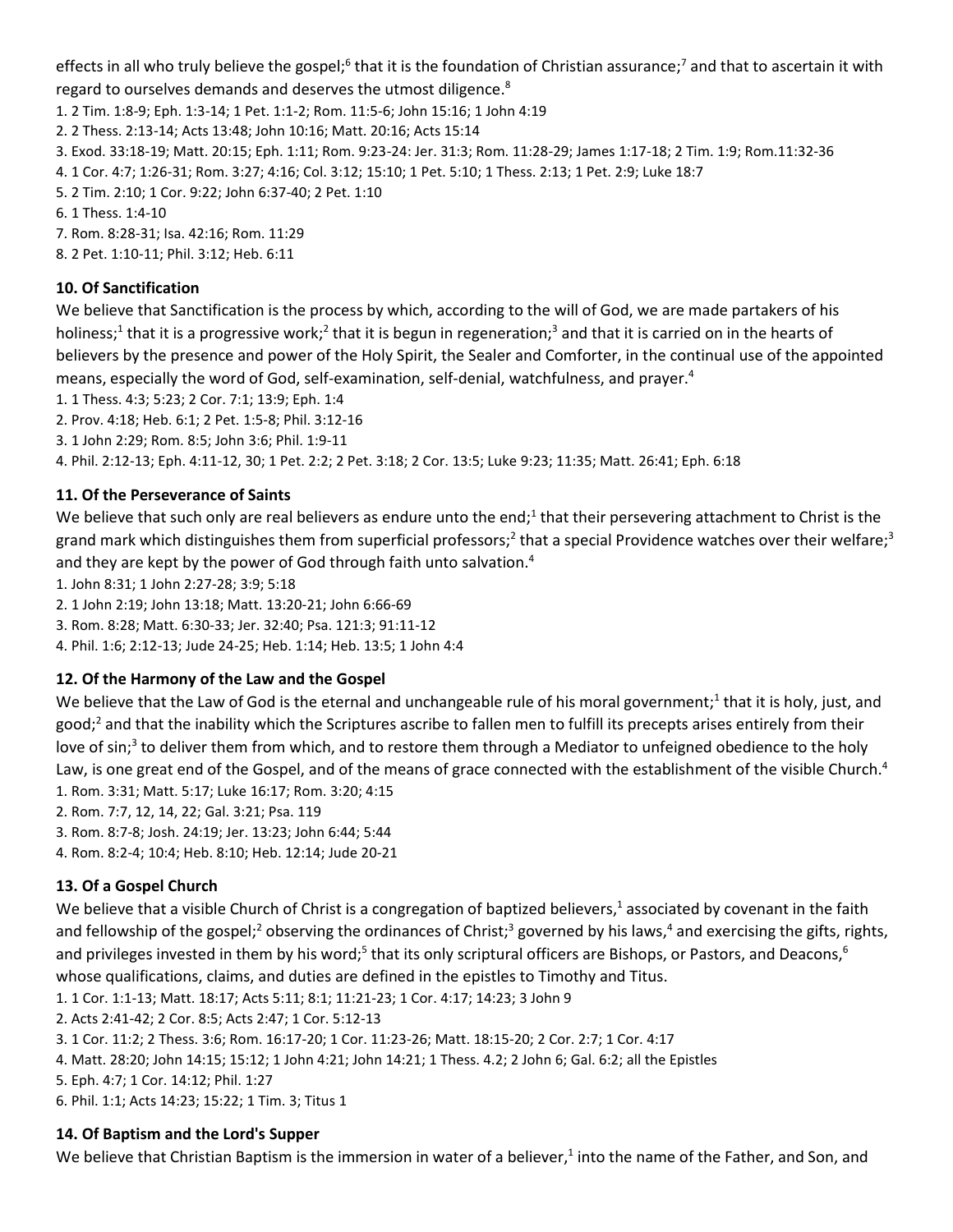effects in all who truly believe the gospel;[6] that it is the foundation of Christian assurance;[7] and that to ascertain it with regard to ourselves demands and deserves the utmost diligence.[8]

1. 2 Tim. 1:8-9; Eph. 1:3-14; 1 Pet. 1:1-2; Rom. 11:5-6; John 15:16; 1 John 4:19
2. 2 Thess. 2:13-14; Acts 13:48; John 10:16; Matt. 20:16; Acts 15:14
3. Exod. 33:18-19; Matt. 20:15; Eph. 1:11; Rom. 9:23-24: Jer. 31:3; Rom. 11:28-29; James 1:17-18; 2 Tim. 1:9; Rom.11:32-36
4. 1 Cor. 4:7; 1:26-31; Rom. 3:27; 4:16; Col. 3:12; 15:10; 1 Pet. 5:10; 1 Thess. 2:13; 1 Pet. 2:9; Luke 18:7
5. 2 Tim. 2:10; 1 Cor. 9:22; John 6:37-40; 2 Pet. 1:10
6. 1 Thess. 1:4-10
7. Rom. 8:28-31; Isa. 42:16; Rom. 11:29
8. 2 Pet. 1:10-11; Phil. 3:12; Heb. 6:11

### 10. Of Sanctification

We believe that Sanctification is the process by which, according to the will of God, we are made partakers of his holiness;[1] that it is a progressive work;[2] that it is begun in regeneration;[3] and that it is carried on in the hearts of believers by the presence and power of the Holy Spirit, the Sealer and Comforter, in the continual use of the appointed means, especially the word of God, self-examination, self-denial, watchfulness, and prayer.[4]

1. 1 Thess. 4:3; 5:23; 2 Cor. 7:1; 13:9; Eph. 1:4
2. Prov. 4:18; Heb. 6:1; 2 Pet. 1:5-8; Phil. 3:12-16
3. 1 John 2:29; Rom. 8:5; John 3:6; Phil. 1:9-11
4. Phil. 2:12-13; Eph. 4:11-12, 30; 1 Pet. 2:2; 2 Pet. 3:18; 2 Cor. 13:5; Luke 9:23; 11:35; Matt. 26:41; Eph. 6:18

### 11. Of the Perseverance of Saints

We believe that such only are real believers as endure unto the end;[1] that their persevering attachment to Christ is the grand mark which distinguishes them from superficial professors;[2] that a special Providence watches over their welfare;[3] and they are kept by the power of God through faith unto salvation.[4]

1. John 8:31; 1 John 2:27-28; 3:9; 5:18
2. 1 John 2:19; John 13:18; Matt. 13:20-21; John 6:66-69
3. Rom. 8:28; Matt. 6:30-33; Jer. 32:40; Psa. 121:3; 91:11-12
4. Phil. 1:6; 2:12-13; Jude 24-25; Heb. 1:14; Heb. 13:5; 1 John 4:4

### 12. Of the Harmony of the Law and the Gospel

We believe that the Law of God is the eternal and unchangeable rule of his moral government;[1] that it is holy, just, and good;[2] and that the inability which the Scriptures ascribe to fallen men to fulfill its precepts arises entirely from their love of sin;[3] to deliver them from which, and to restore them through a Mediator to unfeigned obedience to the holy Law, is one great end of the Gospel, and of the means of grace connected with the establishment of the visible Church.[4]

1. Rom. 3:31; Matt. 5:17; Luke 16:17; Rom. 3:20; 4:15
2. Rom. 7:7, 12, 14, 22; Gal. 3:21; Psa. 119
3. Rom. 8:7-8; Josh. 24:19; Jer. 13:23; John 6:44; 5:44
4. Rom. 8:2-4; 10:4; Heb. 8:10; Heb. 12:14; Jude 20-21

### 13. Of a Gospel Church

We believe that a visible Church of Christ is a congregation of baptized believers,[1] associated by covenant in the faith and fellowship of the gospel;[2] observing the ordinances of Christ;[3] governed by his laws,[4] and exercising the gifts, rights, and privileges invested in them by his word;[5] that its only scriptural officers are Bishops, or Pastors, and Deacons,[6] whose qualifications, claims, and duties are defined in the epistles to Timothy and Titus.

1. 1 Cor. 1:1-13; Matt. 18:17; Acts 5:11; 8:1; 11:21-23; 1 Cor. 4:17; 14:23; 3 John 9
2. Acts 2:41-42; 2 Cor. 8:5; Acts 2:47; 1 Cor. 5:12-13
3. 1 Cor. 11:2; 2 Thess. 3:6; Rom. 16:17-20; 1 Cor. 11:23-26; Matt. 18:15-20; 2 Cor. 2:7; 1 Cor. 4:17
4. Matt. 28:20; John 14:15; 15:12; 1 John 4:21; John 14:21; 1 Thess. 4.2; 2 John 6; Gal. 6:2; all the Epistles
5. Eph. 4:7; 1 Cor. 14:12; Phil. 1:27
6. Phil. 1:1; Acts 14:23; 15:22; 1 Tim. 3; Titus 1

### 14. Of Baptism and the Lord's Supper

We believe that Christian Baptism is the immersion in water of a believer,[1] into the name of the Father, and Son, and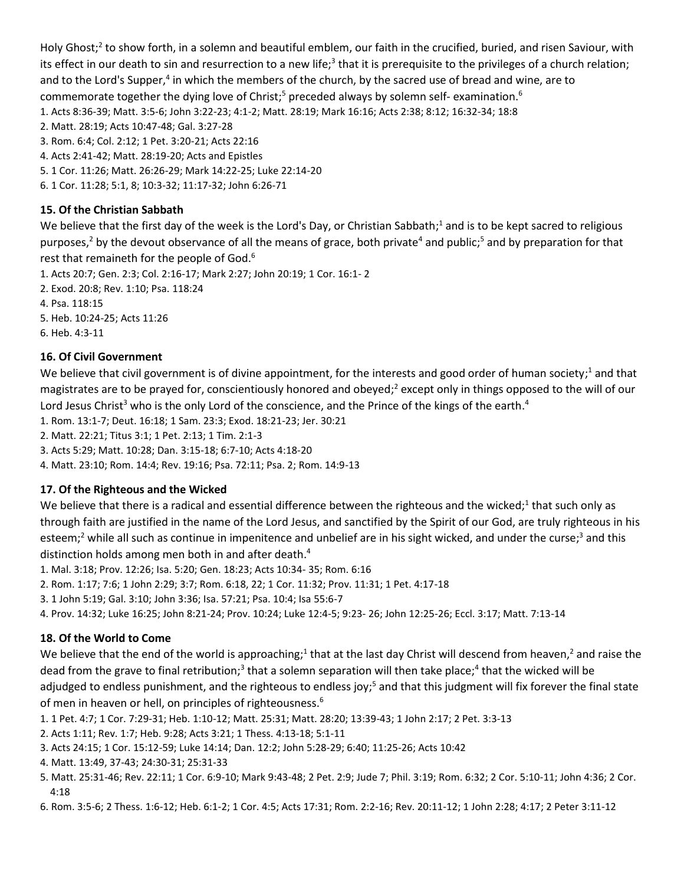Holy Ghost;[2] to show forth, in a solemn and beautiful emblem, our faith in the crucified, buried, and risen Saviour, with its effect in our death to sin and resurrection to a new life;[3] that it is prerequisite to the privileges of a church relation; and to the Lord's Supper,[4] in which the members of the church, by the sacred use of bread and wine, are to commemorate together the dying love of Christ;[5] preceded always by solemn self- examination.[6]

1. Acts 8:36-39; Matt. 3:5-6; John 3:22-23; 4:1-2; Matt. 28:19; Mark 16:16; Acts 2:38; 8:12; 16:32-34; 18:8
2. Matt. 28:19; Acts 10:47-48; Gal. 3:27-28
3. Rom. 6:4; Col. 2:12; 1 Pet. 3:20-21; Acts 22:16
4. Acts 2:41-42; Matt. 28:19-20; Acts and Epistles
5. 1 Cor. 11:26; Matt. 26:26-29; Mark 14:22-25; Luke 22:14-20
6. 1 Cor. 11:28; 5:1, 8; 10:3-32; 11:17-32; John 6:26-71

### 15. Of the Christian Sabbath

We believe that the first day of the week is the Lord's Day, or Christian Sabbath;[1] and is to be kept sacred to religious purposes,[2] by the devout observance of all the means of grace, both private[4] and public;[5] and by preparation for that rest that remaineth for the people of God.[6]

1. Acts 20:7; Gen. 2:3; Col. 2:16-17; Mark 2:27; John 20:19; 1 Cor. 16:1- 2
2. Exod. 20:8; Rev. 1:10; Psa. 118:24

4. Psa. 118:15
5. Heb. 10:24-25; Acts 11:26
6. Heb. 4:3-11

### 16. Of Civil Government

We believe that civil government is of divine appointment, for the interests and good order of human society;[1] and that magistrates are to be prayed for, conscientiously honored and obeyed;[2] except only in things opposed to the will of our Lord Jesus Christ[3] who is the only Lord of the conscience, and the Prince of the kings of the earth.[4]

1. Rom. 13:1-7; Deut. 16:18; 1 Sam. 23:3; Exod. 18:21-23; Jer. 30:21
2. Matt. 22:21; Titus 3:1; 1 Pet. 2:13; 1 Tim. 2:1-3
3. Acts 5:29; Matt. 10:28; Dan. 3:15-18; 6:7-10; Acts 4:18-20
4. Matt. 23:10; Rom. 14:4; Rev. 19:16; Psa. 72:11; Psa. 2; Rom. 14:9-13

### 17. Of the Righteous and the Wicked

We believe that there is a radical and essential difference between the righteous and the wicked;[1] that such only as through faith are justified in the name of the Lord Jesus, and sanctified by the Spirit of our God, are truly righteous in his esteem;[2] while all such as continue in impenitence and unbelief are in his sight wicked, and under the curse;[3] and this distinction holds among men both in and after death.[4]

1. Mal. 3:18; Prov. 12:26; Isa. 5:20; Gen. 18:23; Acts 10:34- 35; Rom. 6:16
2. Rom. 1:17; 7:6; 1 John 2:29; 3:7; Rom. 6:18, 22; 1 Cor. 11:32; Prov. 11:31; 1 Pet. 4:17-18
3. 1 John 5:19; Gal. 3:10; John 3:36; Isa. 57:21; Psa. 10:4; Isa 55:6-7
4. Prov. 14:32; Luke 16:25; John 8:21-24; Prov. 10:24; Luke 12:4-5; 9:23- 26; John 12:25-26; Eccl. 3:17; Matt. 7:13-14

### 18. Of the World to Come

We believe that the end of the world is approaching;[1] that at the last day Christ will descend from heaven,[2] and raise the dead from the grave to final retribution;[3] that a solemn separation will then take place;[4] that the wicked will be adjudged to endless punishment, and the righteous to endless joy;[5] and that this judgment will fix forever the final state of men in heaven or hell, on principles of righteousness.[6]

1. 1 Pet. 4:7; 1 Cor. 7:29-31; Heb. 1:10-12; Matt. 25:31; Matt. 28:20; 13:39-43; 1 John 2:17; 2 Pet. 3:3-13
2. Acts 1:11; Rev. 1:7; Heb. 9:28; Acts 3:21; 1 Thess. 4:13-18; 5:1-11
3. Acts 24:15; 1 Cor. 15:12-59; Luke 14:14; Dan. 12:2; John 5:28-29; 6:40; 11:25-26; Acts 10:42
4. Matt. 13:49, 37-43; 24:30-31; 25:31-33
5. Matt. 25:31-46; Rev. 22:11; 1 Cor. 6:9-10; Mark 9:43-48; 2 Pet. 2:9; Jude 7; Phil. 3:19; Rom. 6:32; 2 Cor. 5:10-11; John 4:36; 2 Cor. 4:18
6. Rom. 3:5-6; 2 Thess. 1:6-12; Heb. 6:1-2; 1 Cor. 4:5; Acts 17:31; Rom. 2:2-16; Rev. 20:11-12; 1 John 2:28; 4:17; 2 Peter 3:11-12